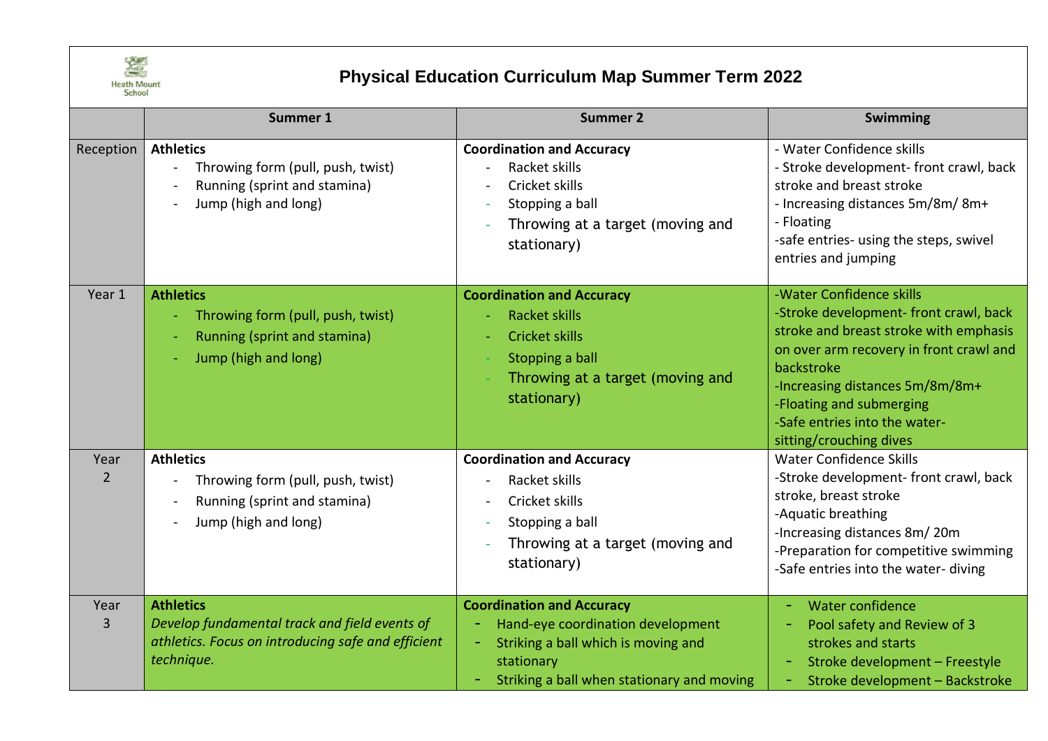# Physical Education Curriculum Map Summer Term 2022

Heath Mount School

| | Summer 1 | Summer 2 | Swimming |
|---|---|---|---|
| Reception | **Athletics**<br>- Throwing form (pull, push, twist)<br>- Running (sprint and stamina)<br>- Jump (high and long) | **Coordination and Accuracy**<br>- Racket skills<br>- Cricket skills<br>- Stopping a ball<br>- Throwing at a target (moving and stationary) | - Water Confidence skills<br>- Stroke development- front crawl, back stroke and breast stroke<br>- Increasing distances 5m/8m/ 8m+<br>- Floating<br>-safe entries- using the steps, swivel entries and jumping |
| Year 1 | **Athletics**<br>- Throwing form (pull, push, twist)<br>- Running (sprint and stamina)<br>- Jump (high and long) | **Coordination and Accuracy**<br>- Racket skills<br>- Cricket skills<br>- Stopping a ball<br>- Throwing at a target (moving and stationary) | -Water Confidence skills<br>-Stroke development- front crawl, back stroke and breast stroke with emphasis on over arm recovery in front crawl and backstroke<br>-Increasing distances 5m/8m/8m+<br>-Floating and submerging<br>-Safe entries into the water- sitting/crouching dives |
| Year 2 | **Athletics**<br>- Throwing form (pull, push, twist)<br>- Running (sprint and stamina)<br>- Jump (high and long) | **Coordination and Accuracy**<br>- Racket skills<br>- Cricket skills<br>- Stopping a ball<br>- Throwing at a target (moving and stationary) | Water Confidence Skills<br>-Stroke development- front crawl, back stroke, breast stroke<br>-Aquatic breathing<br>-Increasing distances 8m/ 20m<br>-Preparation for competitive swimming<br>-Safe entries into the water- diving |
| Year 3 | **Athletics**<br>*Develop fundamental track and field events of athletics. Focus on introducing safe and efficient technique.* | **Coordination and Accuracy**<br>- Hand-eye coordination development<br>- Striking a ball which is moving and stationary<br>- Striking a ball when stationary and moving | - Water confidence<br>- Pool safety and Review of 3 strokes and starts<br>- Stroke development – Freestyle<br>- Stroke development – Backstroke |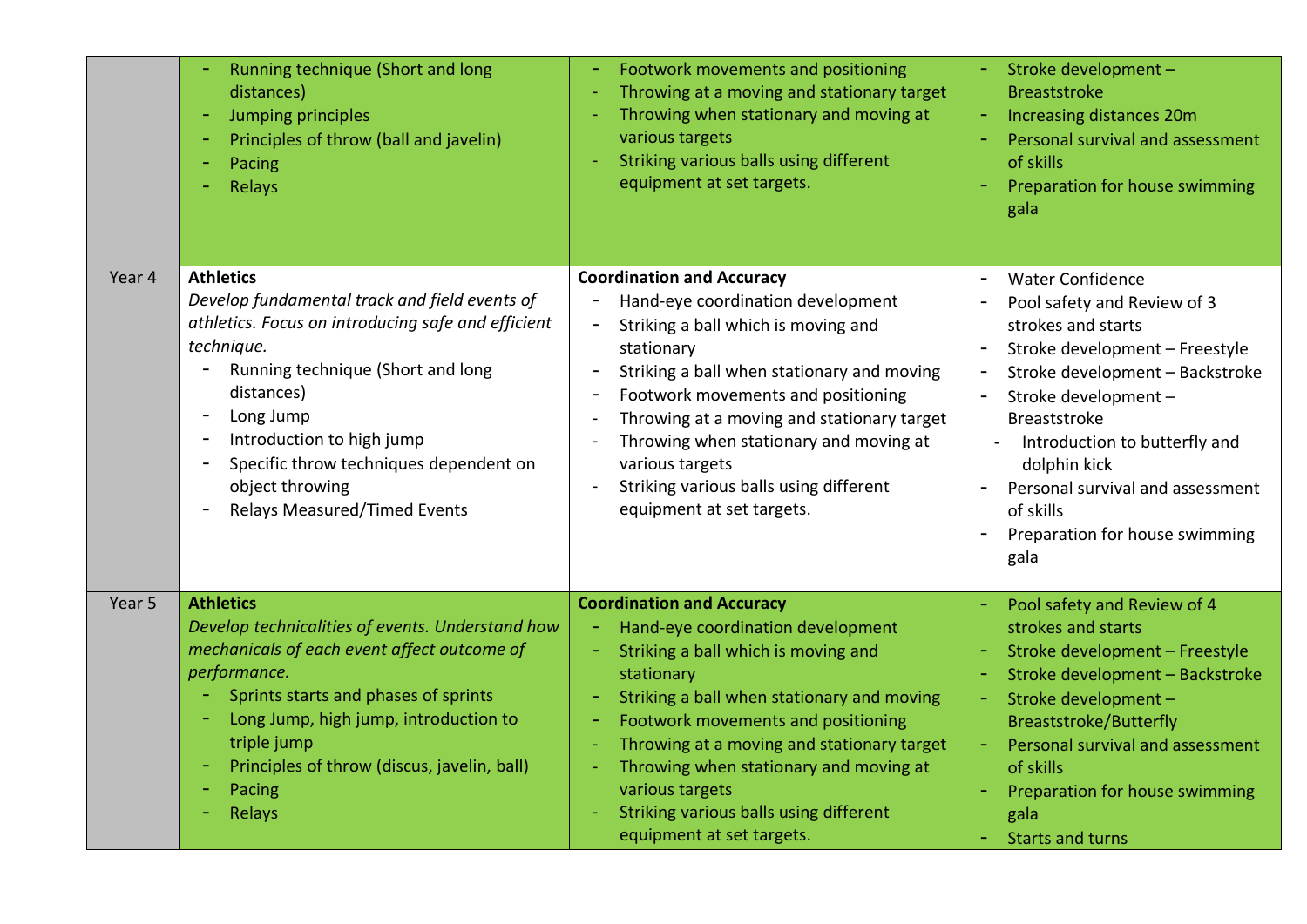| | | | |
|---|---|---|---|
| | - Running technique (Short and long distances)<br>- Jumping principles<br>- Principles of throw (ball and javelin)<br>- Pacing<br>- Relays | - Footwork movements and positioning<br>- Throwing at a moving and stationary target<br>- Throwing when stationary and moving at various targets<br>- Striking various balls using different equipment at set targets. | - Stroke development – Breaststroke<br>- Increasing distances 20m<br>- Personal survival and assessment of skills<br>- Preparation for house swimming gala |
| Year 4 | **Athletics**<br>*Develop fundamental track and field events of athletics. Focus on introducing safe and efficient technique.*<br>- Running technique (Short and long distances)<br>- Long Jump<br>- Introduction to high jump<br>- Specific throw techniques dependent on object throwing<br>- Relays Measured/Timed Events | **Coordination and Accuracy**<br>- Hand-eye coordination development<br>- Striking a ball which is moving and stationary<br>- Striking a ball when stationary and moving<br>- Footwork movements and positioning<br>- Throwing at a moving and stationary target<br>- Throwing when stationary and moving at various targets<br>- Striking various balls using different equipment at set targets. | - Water Confidence<br>- Pool safety and Review of 3 strokes and starts<br>- Stroke development – Freestyle<br>- Stroke development – Backstroke<br>- Stroke development – Breaststroke<br>- Introduction to butterfly and dolphin kick<br>- Personal survival and assessment of skills<br>- Preparation for house swimming gala |
| Year 5 | **Athletics**<br>*Develop technicalities of events. Understand how mechanicals of each event affect outcome of performance.*<br>- Sprints starts and phases of sprints<br>- Long Jump, high jump, introduction to triple jump<br>- Principles of throw (discus, javelin, ball)<br>- Pacing<br>- Relays | **Coordination and Accuracy**<br>- Hand-eye coordination development<br>- Striking a ball which is moving and stationary<br>- Striking a ball when stationary and moving<br>- Footwork movements and positioning<br>- Throwing at a moving and stationary target<br>- Throwing when stationary and moving at various targets<br>- Striking various balls using different equipment at set targets. | - Pool safety and Review of 4 strokes and starts<br>- Stroke development – Freestyle<br>- Stroke development – Backstroke<br>- Stroke development – Breaststroke/Butterfly<br>- Personal survival and assessment of skills<br>- Preparation for house swimming gala<br>- Starts and turns |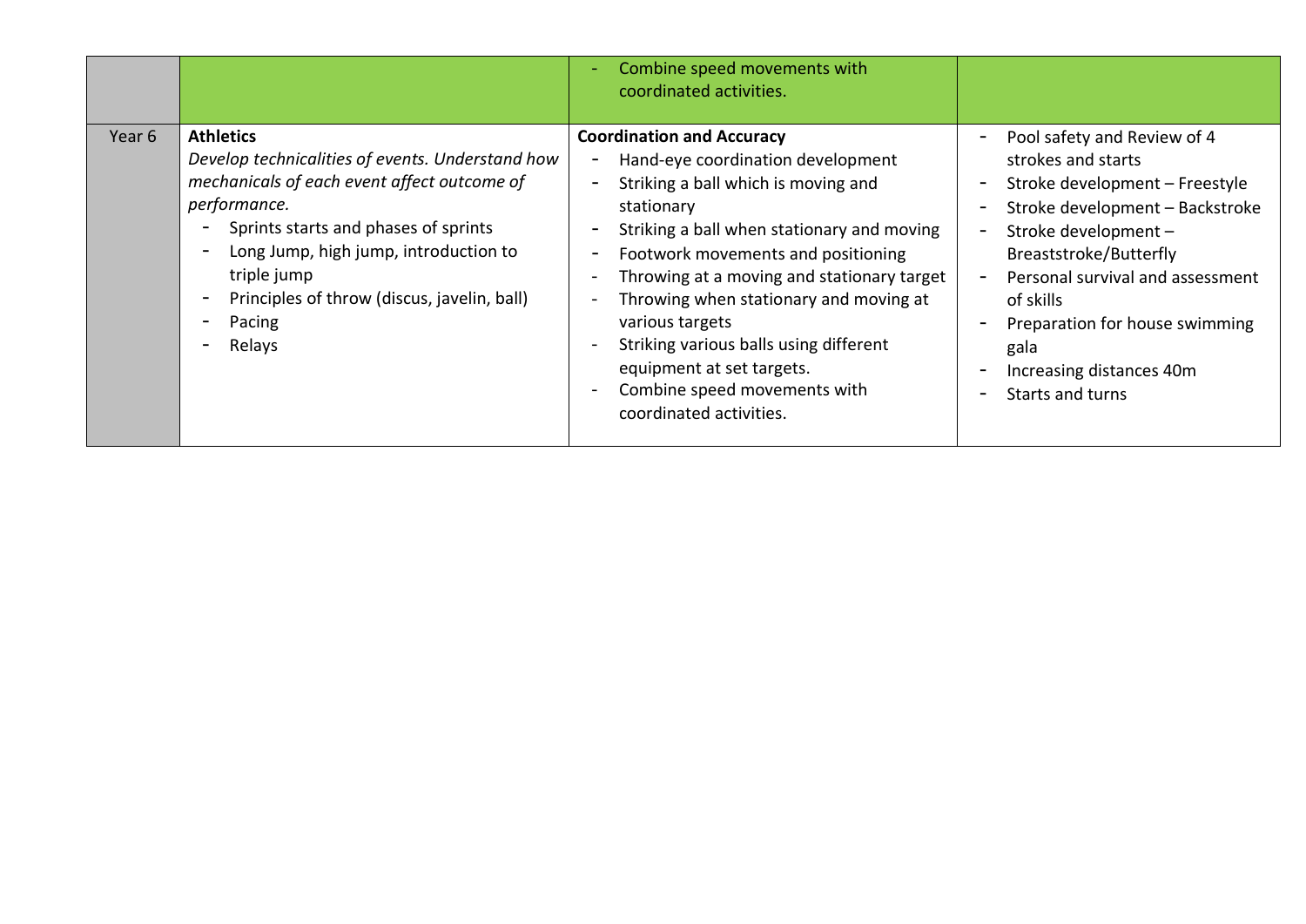| | | | |
|---|---|---|---|
| | | - Combine speed movements with coordinated activities. | |
| Year 6 | **Athletics**<br>*Develop technicalities of events. Understand how mechanicals of each event affect outcome of performance.*<br>- Sprints starts and phases of sprints<br>- Long Jump, high jump, introduction to triple jump<br>- Principles of throw (discus, javelin, ball)<br>- Pacing<br>- Relays | **Coordination and Accuracy**<br>- Hand-eye coordination development<br>- Striking a ball which is moving and stationary<br>- Striking a ball when stationary and moving<br>- Footwork movements and positioning<br>- Throwing at a moving and stationary target<br>- Throwing when stationary and moving at various targets<br>- Striking various balls using different equipment at set targets.<br>- Combine speed movements with coordinated activities. | - Pool safety and Review of 4 strokes and starts<br>- Stroke development – Freestyle<br>- Stroke development – Backstroke<br>- Stroke development – Breaststroke/Butterfly<br>- Personal survival and assessment of skills<br>- Preparation for house swimming gala<br>- Increasing distances 40m<br>- Starts and turns |